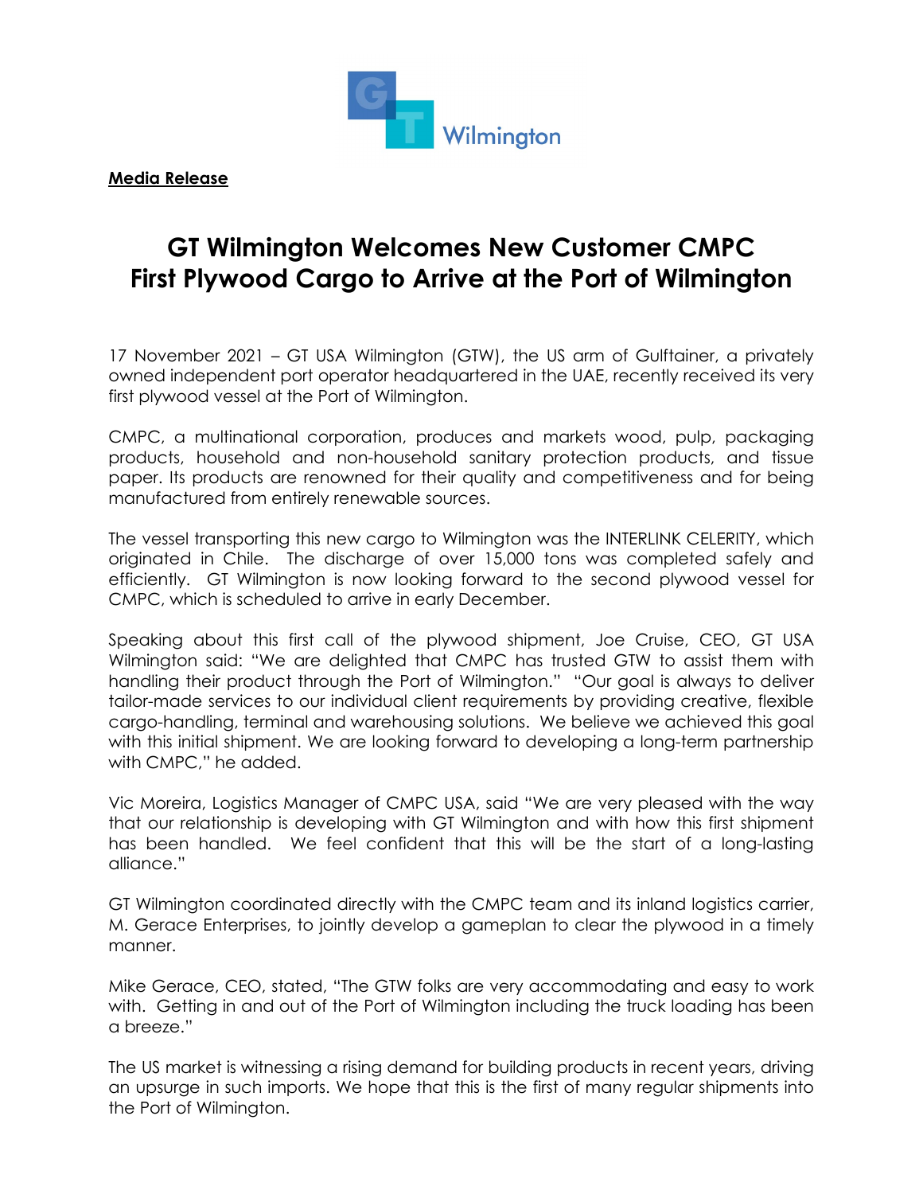**Media Release**

# GT Wilmington Welcomes New Customer CMPC First Plywood Cargo to Arrive at the Port of Wilmington

17 November 2021 – GT USA Wilmington (GTW), the US arm of Gulftainer, a privately owned independent port operator headquartered in the UAE, recently received its very first plywood vessel at the Port of Wilmington.

CMPC, a multinational corporation, produces and markets wood, pulp, packaging products, household and non-household sanitary protection products, and tissue paper. Its products are renowned for their quality and competitiveness and for being manufactured from entirely renewable sources.

The vessel transporting this new cargo to Wilmington was the INTERLINK CELERITY, which originated in Chile. The discharge of over 15,000 tons was completed safely and efficiently. GT Wilmington is now looking forward to the second plywood vessel for CMPC, which is scheduled to arrive in early December.

Speaking about this first call of the plywood shipment, Joe Cruise, CEO, GT USA Wilmington said: "We are delighted that CMPC has trusted GTW to assist them with handling their product through the Port of Wilmington." "Our goal is always to deliver tailor-made services to our individual client requirements by providing creative, flexible cargo-handling, terminal and warehousing solutions. We believe we achieved this goal with this initial shipment. We are looking forward to developing a long-term partnership with CMPC," he added.

Vic Moreira, Logistics Manager of CMPC USA, said "We are very pleased with the way that our relationship is developing with GT Wilmington and with how this first shipment has been handled. We feel confident that this will be the start of a long-lasting alliance."

GT Wilmington coordinated directly with the CMPC team and its inland logistics carrier, M. Gerace Enterprises, to jointly develop a gameplan to clear the plywood in a timely manner.

Mike Gerace, CEO, stated, "The GTW folks are very accommodating and easy to work with. Getting in and out of the Port of Wilmington including the truck loading has been a breeze."

The US market is witnessing a rising demand for building products in recent years, driving an upsurge in such imports. We hope that this is the first of many regular shipments into the Port of Wilmington.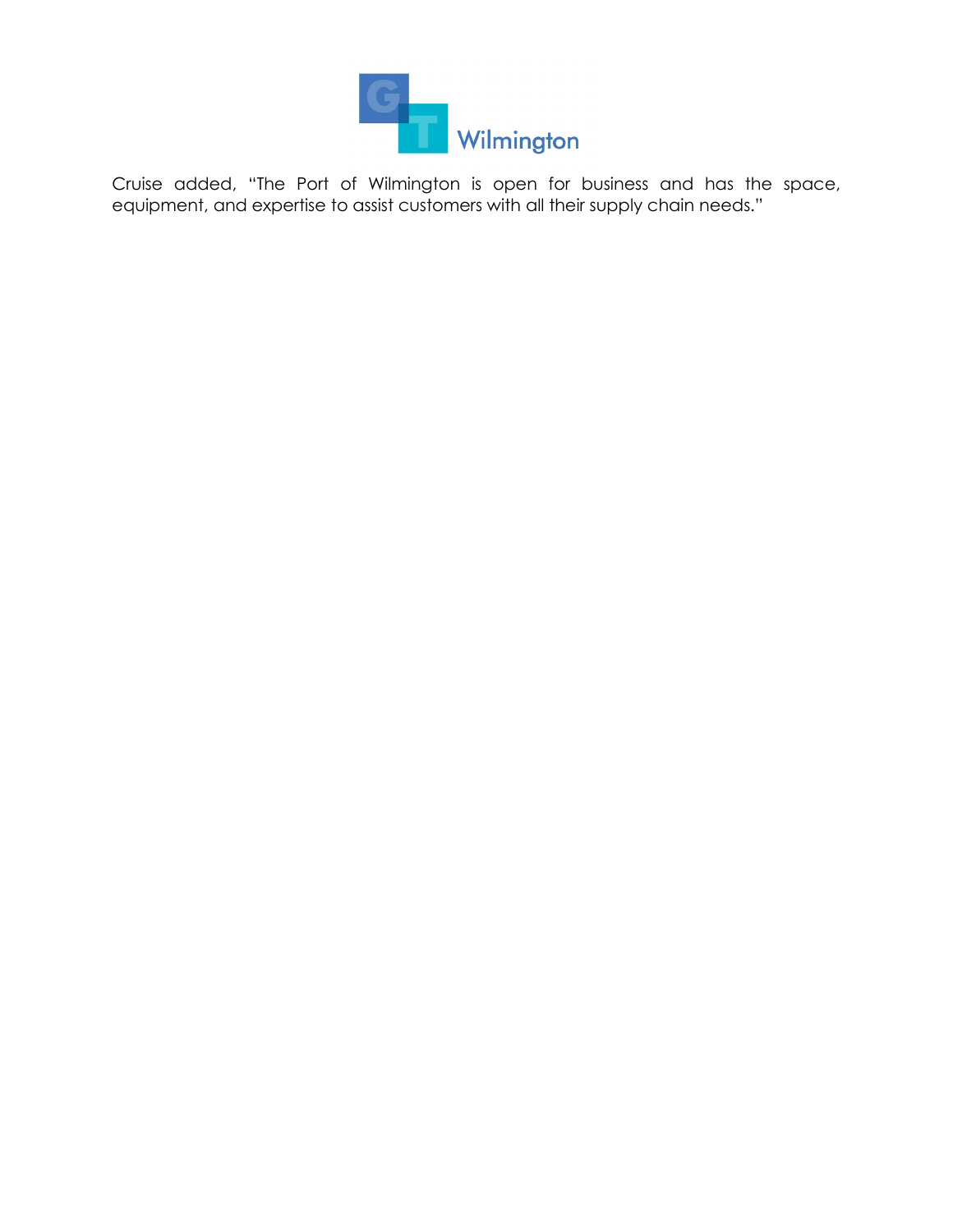Cruise added, "The Port of Wilmington is open for business and has the space, equipment, and expertise to assist customers with all their supply chain needs."